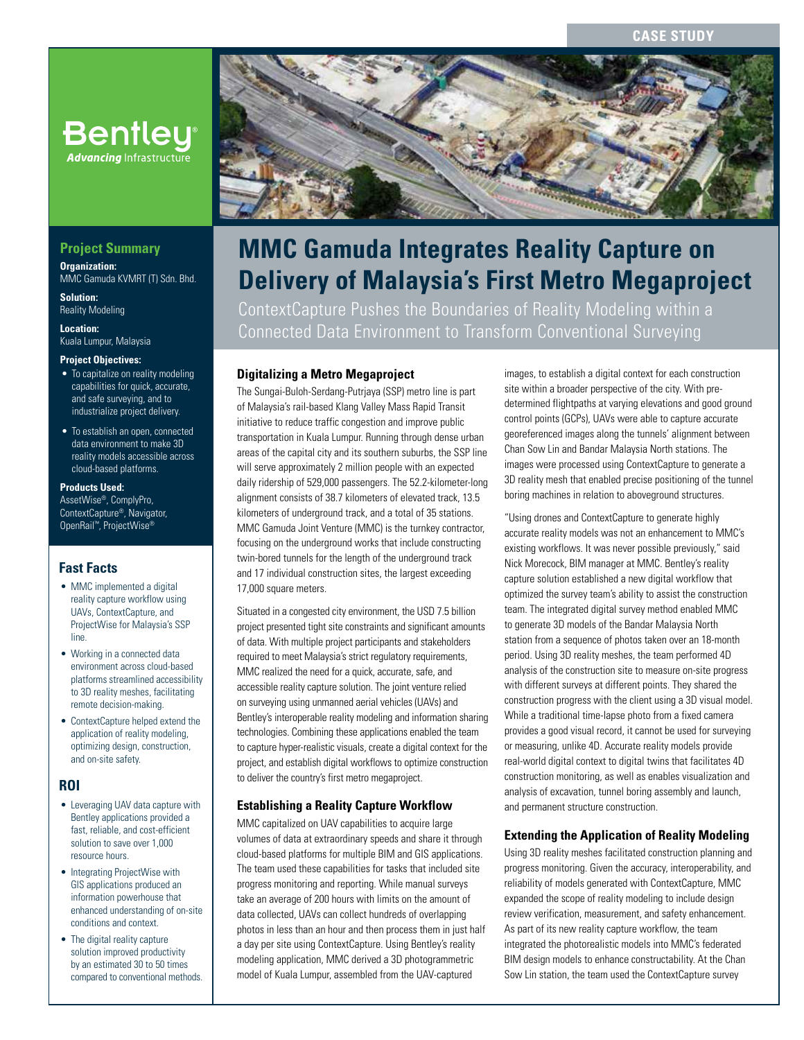CASE STUDY

Bentley® *Advancing* Infrastructure

# MMC Gamuda Integrates Reality Capture on Delivery of Malaysia's First Metro Megaproject

ContextCapture Pushes the Boundaries of Reality Modeling within a Connected Data Environment to Transform Conventional Surveying

## Project Summary

**Organization:**
MMC Gamuda KVMRT (T) Sdn. Bhd.

**Solution:**
Reality Modeling

**Location:**
Kuala Lumpur, Malaysia

**Project Objectives:**

- To capitalize on reality modeling capabilities for quick, accurate, and safe surveying, and to industrialize project delivery.
- To establish an open, connected data environment to make 3D reality models accessible across cloud-based platforms.

**Products Used:**
AssetWise®, ComplyPro, ContextCapture®, Navigator, OpenRail™, ProjectWise®

## Fast Facts

- MMC implemented a digital reality capture workflow using UAVs, ContextCapture, and ProjectWise for Malaysia's SSP line.
- Working in a connected data environment across cloud-based platforms streamlined accessibility to 3D reality meshes, facilitating remote decision-making.
- ContextCapture helped extend the application of reality modeling, optimizing design, construction, and on-site safety.

## ROI

- Leveraging UAV data capture with Bentley applications provided a fast, reliable, and cost-efficient solution to save over 1,000 resource hours.
- Integrating ProjectWise with GIS applications produced an information powerhouse that enhanced understanding of on-site conditions and context.
- The digital reality capture solution improved productivity by an estimated 30 to 50 times compared to conventional methods.

### Digitalizing a Metro Megaproject

The Sungai-Buloh-Serdang-Putrjaya (SSP) metro line is part of Malaysia's rail-based Klang Valley Mass Rapid Transit initiative to reduce traffic congestion and improve public transportation in Kuala Lumpur. Running through dense urban areas of the capital city and its southern suburbs, the SSP line will serve approximately 2 million people with an expected daily ridership of 529,000 passengers. The 52.2-kilometer-long alignment consists of 38.7 kilometers of elevated track, 13.5 kilometers of underground track, and a total of 35 stations. MMC Gamuda Joint Venture (MMC) is the turnkey contractor, focusing on the underground works that include constructing twin-bored tunnels for the length of the underground track and 17 individual construction sites, the largest exceeding 17,000 square meters.

Situated in a congested city environment, the USD 7.5 billion project presented tight site constraints and significant amounts of data. With multiple project participants and stakeholders required to meet Malaysia's strict regulatory requirements, MMC realized the need for a quick, accurate, safe, and accessible reality capture solution. The joint venture relied on surveying using unmanned aerial vehicles (UAVs) and Bentley's interoperable reality modeling and information sharing technologies. Combining these applications enabled the team to capture hyper-realistic visuals, create a digital context for the project, and establish digital workflows to optimize construction to deliver the country's first metro megaproject.

### Establishing a Reality Capture Workflow

MMC capitalized on UAV capabilities to acquire large volumes of data at extraordinary speeds and share it through cloud-based platforms for multiple BIM and GIS applications. The team used these capabilities for tasks that included site progress monitoring and reporting. While manual surveys take an average of 200 hours with limits on the amount of data collected, UAVs can collect hundreds of overlapping photos in less than an hour and then process them in just half a day per site using ContextCapture. Using Bentley's reality modeling application, MMC derived a 3D photogrammetric model of Kuala Lumpur, assembled from the UAV-captured images, to establish a digital context for each construction site within a broader perspective of the city. With pre-determined flightpaths at varying elevations and good ground control points (GCPs), UAVs were able to capture accurate georeferenced images along the tunnels' alignment between Chan Sow Lin and Bandar Malaysia North stations. The images were processed using ContextCapture to generate a 3D reality mesh that enabled precise positioning of the tunnel boring machines in relation to aboveground structures.

"Using drones and ContextCapture to generate highly accurate reality models was not an enhancement to MMC's existing workflows. It was never possible previously," said Nick Morecock, BIM manager at MMC. Bentley's reality capture solution established a new digital workflow that optimized the survey team's ability to assist the construction team. The integrated digital survey method enabled MMC to generate 3D models of the Bandar Malaysia North station from a sequence of photos taken over an 18-month period. Using 3D reality meshes, the team performed 4D analysis of the construction site to measure on-site progress with different surveys at different points. They shared the construction progress with the client using a 3D visual model. While a traditional time-lapse photo from a fixed camera provides a good visual record, it cannot be used for surveying or measuring, unlike 4D. Accurate reality models provide real-world digital context to digital twins that facilitates 4D construction monitoring, as well as enables visualization and analysis of excavation, tunnel boring assembly and launch, and permanent structure construction.

### Extending the Application of Reality Modeling

Using 3D reality meshes facilitated construction planning and progress monitoring. Given the accuracy, interoperability, and reliability of models generated with ContextCapture, MMC expanded the scope of reality modeling to include design review verification, measurement, and safety enhancement. As part of its new reality capture workflow, the team integrated the photorealistic models into MMC's federated BIM design models to enhance constructability. At the Chan Sow Lin station, the team used the ContextCapture survey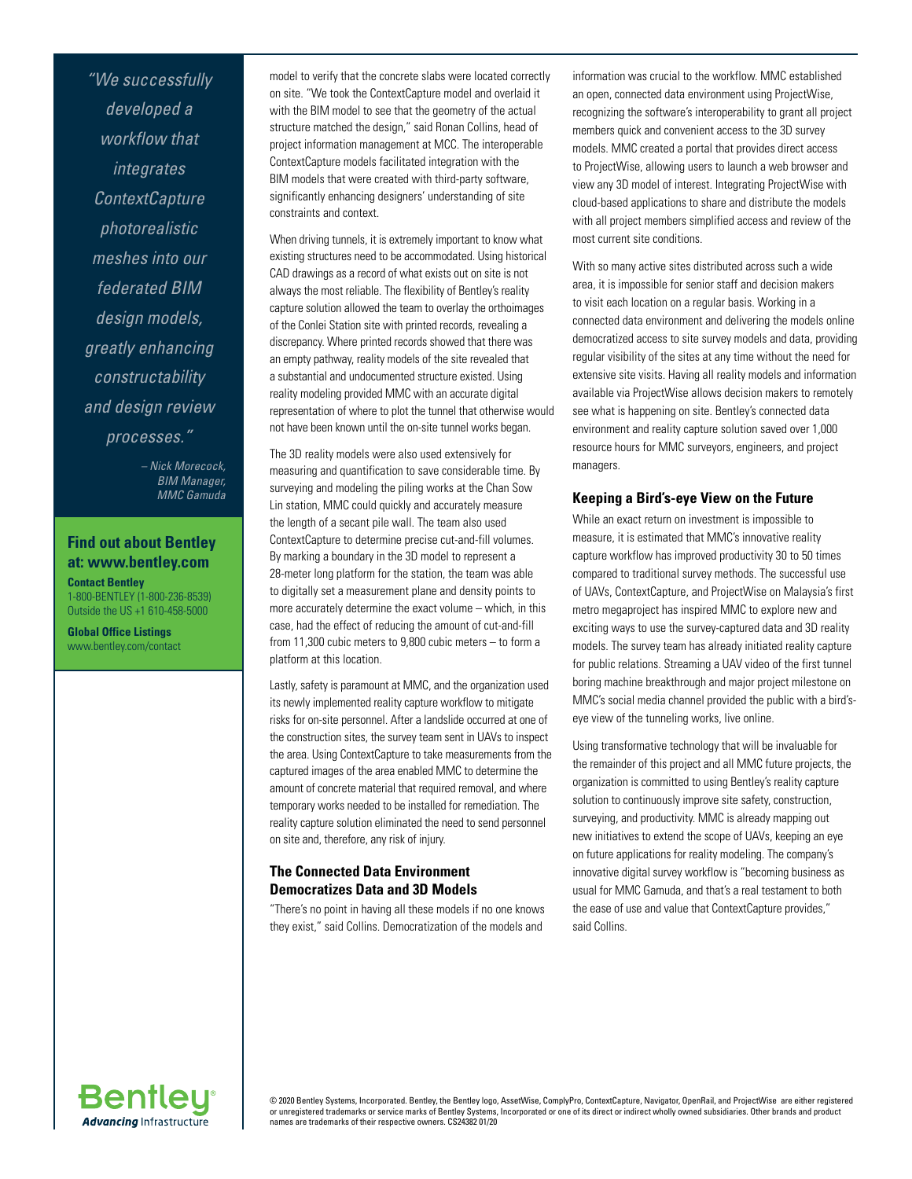*"We successfully developed a workflow that integrates ContextCapture photorealistic meshes into our federated BIM design models, greatly enhancing constructability and design review processes."*

*– Nick Morecock, BIM Manager, MMC Gamuda*

**Find out about Bentley at: www.bentley.com**

**Contact Bentley**
1-800-BENTLEY (1-800-236-8539)
Outside the US +1 610-458-5000

**Global Office Listings**
www.bentley.com/contact

model to verify that the concrete slabs were located correctly on site. "We took the ContextCapture model and overlaid it with the BIM model to see that the geometry of the actual structure matched the design," said Ronan Collins, head of project information management at MCC. The interoperable ContextCapture models facilitated integration with the BIM models that were created with third-party software, significantly enhancing designers' understanding of site constraints and context.

When driving tunnels, it is extremely important to know what existing structures need to be accommodated. Using historical CAD drawings as a record of what exists out on site is not always the most reliable. The flexibility of Bentley's reality capture solution allowed the team to overlay the orthoimages of the Conlei Station site with printed records, revealing a discrepancy. Where printed records showed that there was an empty pathway, reality models of the site revealed that a substantial and undocumented structure existed. Using reality modeling provided MMC with an accurate digital representation of where to plot the tunnel that otherwise would not have been known until the on-site tunnel works began.

The 3D reality models were also used extensively for measuring and quantification to save considerable time. By surveying and modeling the piling works at the Chan Sow Lin station, MMC could quickly and accurately measure the length of a secant pile wall. The team also used ContextCapture to determine precise cut-and-fill volumes. By marking a boundary in the 3D model to represent a 28-meter long platform for the station, the team was able to digitally set a measurement plane and density points to more accurately determine the exact volume – which, in this case, had the effect of reducing the amount of cut-and-fill from 11,300 cubic meters to 9,800 cubic meters – to form a platform at this location.

Lastly, safety is paramount at MMC, and the organization used its newly implemented reality capture workflow to mitigate risks for on-site personnel. After a landslide occurred at one of the construction sites, the survey team sent in UAVs to inspect the area. Using ContextCapture to take measurements from the captured images of the area enabled MMC to determine the amount of concrete material that required removal, and where temporary works needed to be installed for remediation. The reality capture solution eliminated the need to send personnel on site and, therefore, any risk of injury.

### The Connected Data Environment Democratizes Data and 3D Models

"There's no point in having all these models if no one knows they exist," said Collins. Democratization of the models and information was crucial to the workflow. MMC established an open, connected data environment using ProjectWise, recognizing the software's interoperability to grant all project members quick and convenient access to the 3D survey models. MMC created a portal that provides direct access to ProjectWise, allowing users to launch a web browser and view any 3D model of interest. Integrating ProjectWise with cloud-based applications to share and distribute the models with all project members simplified access and review of the most current site conditions.

With so many active sites distributed across such a wide area, it is impossible for senior staff and decision makers to visit each location on a regular basis. Working in a connected data environment and delivering the models online democratized access to site survey models and data, providing regular visibility of the sites at any time without the need for extensive site visits. Having all reality models and information available via ProjectWise allows decision makers to remotely see what is happening on site. Bentley's connected data environment and reality capture solution saved over 1,000 resource hours for MMC surveyors, engineers, and project managers.

### Keeping a Bird's-eye View on the Future

While an exact return on investment is impossible to measure, it is estimated that MMC's innovative reality capture workflow has improved productivity 30 to 50 times compared to traditional survey methods. The successful use of UAVs, ContextCapture, and ProjectWise on Malaysia's first metro megaproject has inspired MMC to explore new and exciting ways to use the survey-captured data and 3D reality models. The survey team has already initiated reality capture for public relations. Streaming a UAV video of the first tunnel boring machine breakthrough and major project milestone on MMC's social media channel provided the public with a bird's-eye view of the tunneling works, live online.

Using transformative technology that will be invaluable for the remainder of this project and all MMC future projects, the organization is committed to using Bentley's reality capture solution to continuously improve site safety, construction, surveying, and productivity. MMC is already mapping out new initiatives to extend the scope of UAVs, keeping an eye on future applications for reality modeling. The company's innovative digital survey workflow is "becoming business as usual for MMC Gamuda, and that's a real testament to both the ease of use and value that ContextCapture provides," said Collins.

Bentley® *Advancing* Infrastructure

© 2020 Bentley Systems, Incorporated. Bentley, the Bentley logo, AssetWise, ComplyPro, ContextCapture, Navigator, OpenRail, and ProjectWise are either registered or unregistered trademarks or service marks of Bentley Systems, Incorporated or one of its direct or indirect wholly owned subsidiaries. Other brands and product names are trademarks of their respective owners. CS24382 01/20